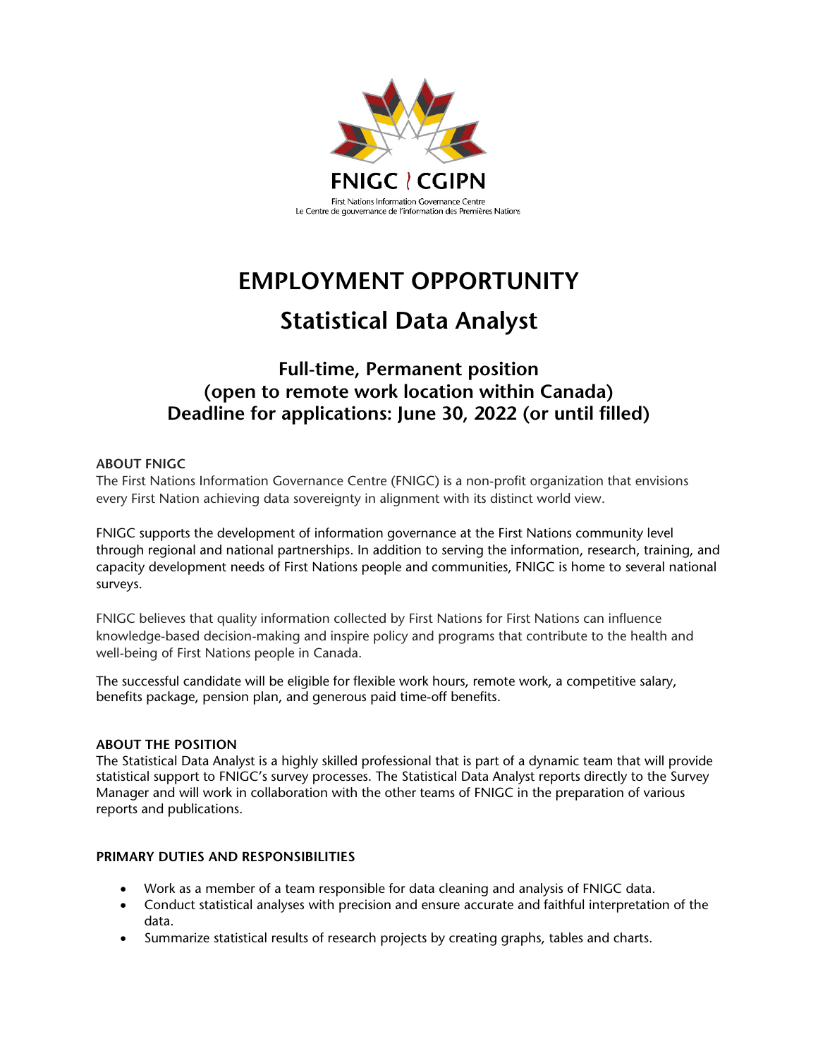FNIGC | CGIPN

First Nations Information Governance Centre
Le Centre de gouvernance de l'information des Premières Nations

# EMPLOYMENT OPPORTUNITY

# Statistical Data Analyst

## Full-time, Permanent position
## (open to remote work location within Canada)
## Deadline for applications: June 30, 2022 (or until filled)

**ABOUT FNIGC**

The First Nations Information Governance Centre (FNIGC) is a non-profit organization that envisions every First Nation achieving data sovereignty in alignment with its distinct world view.

FNIGC supports the development of information governance at the First Nations community level through regional and national partnerships. In addition to serving the information, research, training, and capacity development needs of First Nations people and communities, FNIGC is home to several national surveys.

FNIGC believes that quality information collected by First Nations for First Nations can influence knowledge-based decision-making and inspire policy and programs that contribute to the health and well-being of First Nations people in Canada.

The successful candidate will be eligible for flexible work hours, remote work, a competitive salary, benefits package, pension plan, and generous paid time-off benefits.

**ABOUT THE POSITION**

The Statistical Data Analyst is a highly skilled professional that is part of a dynamic team that will provide statistical support to FNIGC's survey processes. The Statistical Data Analyst reports directly to the Survey Manager and will work in collaboration with the other teams of FNIGC in the preparation of various reports and publications.

**PRIMARY DUTIES AND RESPONSIBILITIES**

- Work as a member of a team responsible for data cleaning and analysis of FNIGC data.
- Conduct statistical analyses with precision and ensure accurate and faithful interpretation of the data.
- Summarize statistical results of research projects by creating graphs, tables and charts.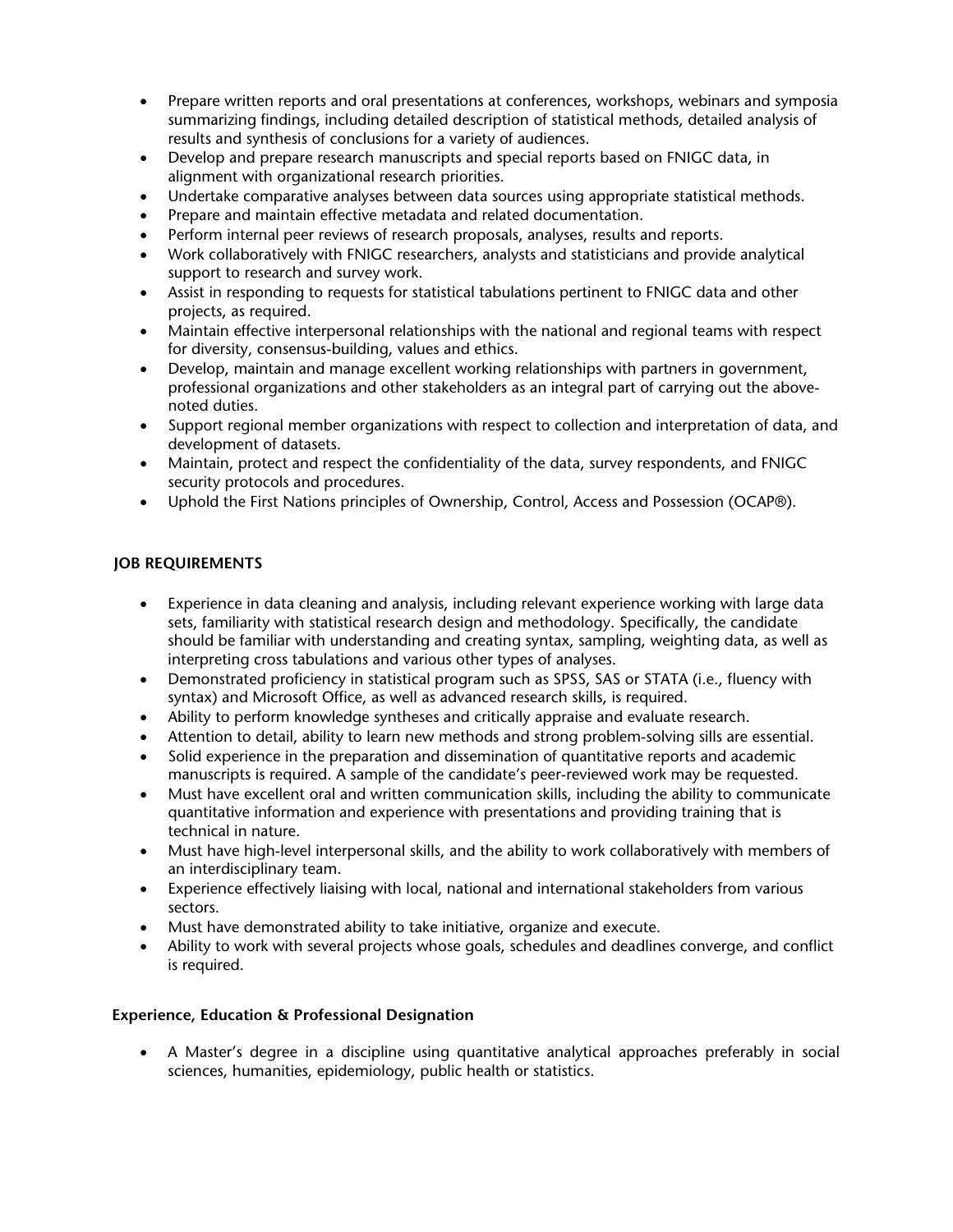- Prepare written reports and oral presentations at conferences, workshops, webinars and symposia summarizing findings, including detailed description of statistical methods, detailed analysis of results and synthesis of conclusions for a variety of audiences.
- Develop and prepare research manuscripts and special reports based on FNIGC data, in alignment with organizational research priorities.
- Undertake comparative analyses between data sources using appropriate statistical methods.
- Prepare and maintain effective metadata and related documentation.
- Perform internal peer reviews of research proposals, analyses, results and reports.
- Work collaboratively with FNIGC researchers, analysts and statisticians and provide analytical support to research and survey work.
- Assist in responding to requests for statistical tabulations pertinent to FNIGC data and other projects, as required.
- Maintain effective interpersonal relationships with the national and regional teams with respect for diversity, consensus-building, values and ethics.
- Develop, maintain and manage excellent working relationships with partners in government, professional organizations and other stakeholders as an integral part of carrying out the above-noted duties.
- Support regional member organizations with respect to collection and interpretation of data, and development of datasets.
- Maintain, protect and respect the confidentiality of the data, survey respondents, and FNIGC security protocols and procedures.
- Uphold the First Nations principles of Ownership, Control, Access and Possession (OCAP®).

## JOB REQUIREMENTS

- Experience in data cleaning and analysis, including relevant experience working with large data sets, familiarity with statistical research design and methodology. Specifically, the candidate should be familiar with understanding and creating syntax, sampling, weighting data, as well as interpreting cross tabulations and various other types of analyses.
- Demonstrated proficiency in statistical program such as SPSS, SAS or STATA (i.e., fluency with syntax) and Microsoft Office, as well as advanced research skills, is required.
- Ability to perform knowledge syntheses and critically appraise and evaluate research.
- Attention to detail, ability to learn new methods and strong problem-solving sills are essential.
- Solid experience in the preparation and dissemination of quantitative reports and academic manuscripts is required. A sample of the candidate's peer-reviewed work may be requested.
- Must have excellent oral and written communication skills, including the ability to communicate quantitative information and experience with presentations and providing training that is technical in nature.
- Must have high-level interpersonal skills, and the ability to work collaboratively with members of an interdisciplinary team.
- Experience effectively liaising with local, national and international stakeholders from various sectors.
- Must have demonstrated ability to take initiative, organize and execute.
- Ability to work with several projects whose goals, schedules and deadlines converge, and conflict is required.

### Experience, Education & Professional Designation

- A Master's degree in a discipline using quantitative analytical approaches preferably in social sciences, humanities, epidemiology, public health or statistics.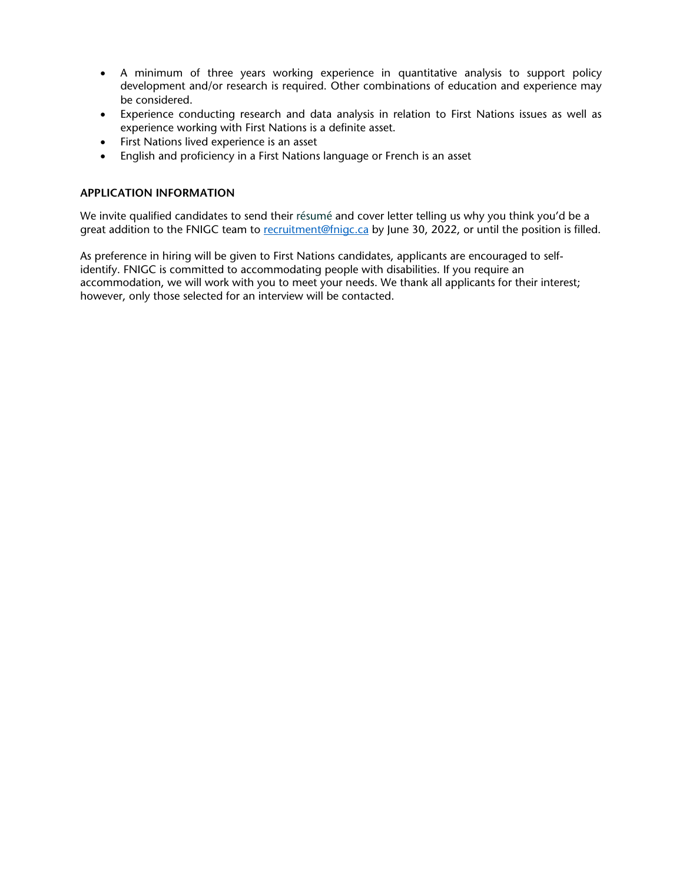- A minimum of three years working experience in quantitative analysis to support policy development and/or research is required. Other combinations of education and experience may be considered.
- Experience conducting research and data analysis in relation to First Nations issues as well as experience working with First Nations is a definite asset.
- First Nations lived experience is an asset
- English and proficiency in a First Nations language or French is an asset

**APPLICATION INFORMATION**

We invite qualified candidates to send their résumé and cover letter telling us why you think you'd be a great addition to the FNIGC team to recruitment@fnigc.ca by June 30, 2022, or until the position is filled.

As preference in hiring will be given to First Nations candidates, applicants are encouraged to self-identify. FNIGC is committed to accommodating people with disabilities. If you require an accommodation, we will work with you to meet your needs. We thank all applicants for their interest; however, only those selected for an interview will be contacted.